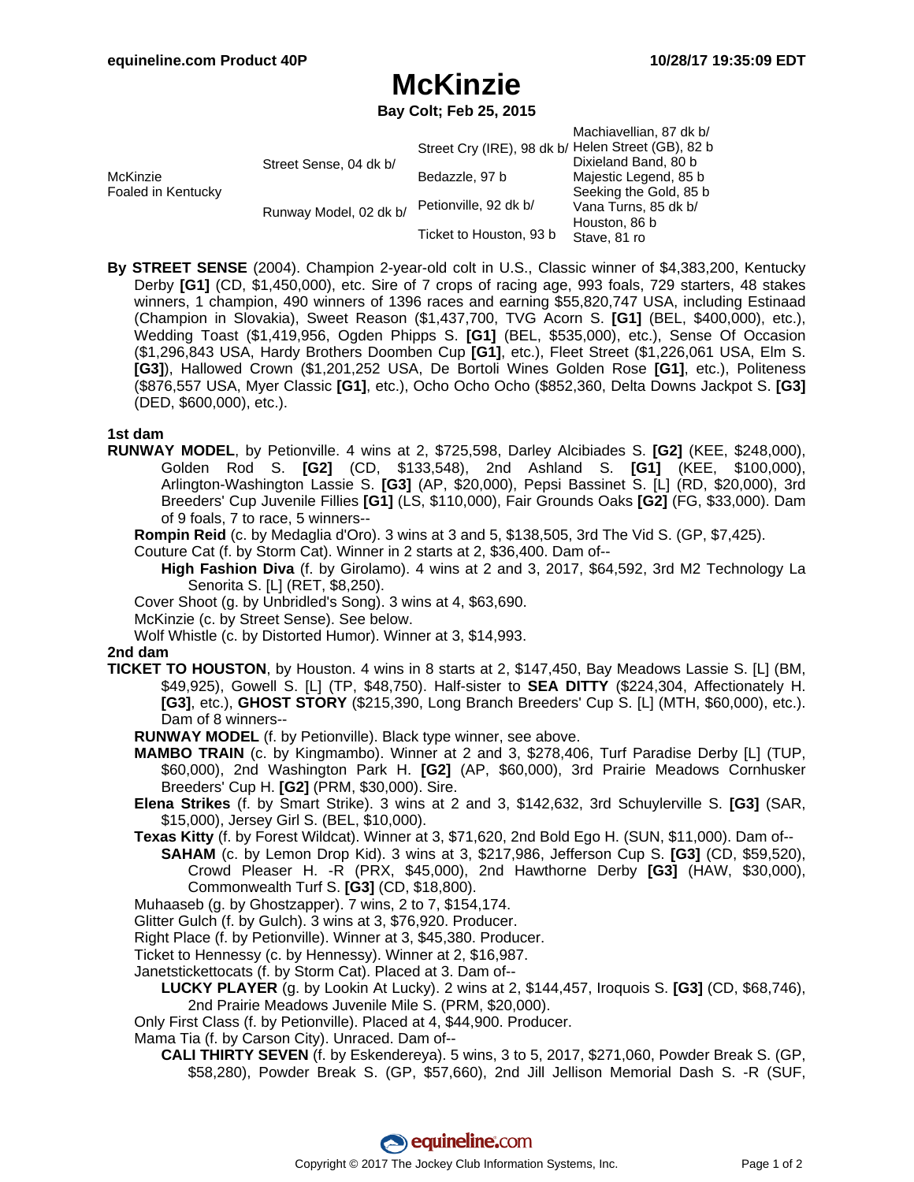# McKinzie

**Bay Colt; Feb 25, 2015**

| | | | |
|---|---|---|---|
| McKinzie<br>Foaled in Kentucky | Street Sense, 04 dk b/ | Street Cry (IRE), 98 dk b/ | Machiavellian, 87 dk b/ |
| | | | Helen Street (GB), 82 b |
| | | Bedazzle, 97 b | Dixieland Band, 80 b |
| | | | Majestic Legend, 85 b |
| | Runway Model, 02 dk b/ | Petionville, 92 dk b/ | Seeking the Gold, 85 b |
| | | | Vana Turns, 85 dk b/ |
| | | Ticket to Houston, 93 b | Houston, 86 b |
| | | | Stave, 81 ro |

**By STREET SENSE** (2004). Champion 2-year-old colt in U.S., Classic winner of $4,383,200, Kentucky Derby **[G1]** (CD, $1,450,000), etc. Sire of 7 crops of racing age, 993 foals, 729 starters, 48 stakes winners, 1 champion, 490 winners of 1396 races and earning $55,820,747 USA, including Estinaad (Champion in Slovakia), Sweet Reason ($1,437,700, TVG Acorn S. **[G1]** (BEL, $400,000), etc.), Wedding Toast ($1,419,956, Ogden Phipps S. **[G1]** (BEL, $535,000), etc.), Sense Of Occasion ($1,296,843 USA, Hardy Brothers Doomben Cup **[G1]**, etc.), Fleet Street ($1,226,061 USA, Elm S. **[G3]**), Hallowed Crown ($1,201,252 USA, De Bortoli Wines Golden Rose **[G1]**, etc.), Politeness ($876,557 USA, Myer Classic **[G1]**, etc.), Ocho Ocho Ocho ($852,360, Delta Downs Jackpot S. **[G3]** (DED, $600,000), etc.).

**1st dam**

**RUNWAY MODEL**, by Petionville. 4 wins at 2, $725,598, Darley Alcibiades S. **[G2]** (KEE, $248,000), Golden Rod S. **[G2]** (CD, $133,548), 2nd Ashland S. **[G1]** (KEE, $100,000), Arlington-Washington Lassie S. **[G3]** (AP, $20,000), Pepsi Bassinet S. [L] (RD, $20,000), 3rd Breeders' Cup Juvenile Fillies **[G1]** (LS, $110,000), Fair Grounds Oaks **[G2]** (FG, $33,000). Dam of 9 foals, 7 to race, 5 winners--

- **Rompin Reid** (c. by Medaglia d'Oro). 3 wins at 3 and 5, $138,505, 3rd The Vid S. (GP, $7,425).
- Couture Cat (f. by Storm Cat). Winner in 2 starts at 2, $36,400. Dam of--
  - **High Fashion Diva** (f. by Girolamo). 4 wins at 2 and 3, 2017, $64,592, 3rd M2 Technology La Senorita S. [L] (RET, $8,250).
- Cover Shoot (g. by Unbridled's Song). 3 wins at 4, $63,690.
- McKinzie (c. by Street Sense). See below.
- Wolf Whistle (c. by Distorted Humor). Winner at 3, $14,993.

**2nd dam**

**TICKET TO HOUSTON**, by Houston. 4 wins in 8 starts at 2, $147,450, Bay Meadows Lassie S. [L] (BM, $49,925), Gowell S. [L] (TP, $48,750). Half-sister to **SEA DITTY** ($224,304, Affectionately H. **[G3]**, etc.), **GHOST STORY** ($215,390, Long Branch Breeders' Cup S. [L] (MTH, $60,000), etc.). Dam of 8 winners--

- **RUNWAY MODEL** (f. by Petionville). Black type winner, see above.
- **MAMBO TRAIN** (c. by Kingmambo). Winner at 2 and 3, $278,406, Turf Paradise Derby [L] (TUP, $60,000), 2nd Washington Park H. **[G2]** (AP, $60,000), 3rd Prairie Meadows Cornhusker Breeders' Cup H. **[G2]** (PRM, $30,000). Sire.
- **Elena Strikes** (f. by Smart Strike). 3 wins at 2 and 3, $142,632, 3rd Schuylerville S. **[G3]** (SAR, $15,000), Jersey Girl S. (BEL, $10,000).
- **Texas Kitty** (f. by Forest Wildcat). Winner at 3, $71,620, 2nd Bold Ego H. (SUN, $11,000). Dam of--
  - **SAHAM** (c. by Lemon Drop Kid). 3 wins at 3, $217,986, Jefferson Cup S. **[G3]** (CD, $59,520), Crowd Pleaser H. -R (PRX, $45,000), 2nd Hawthorne Derby **[G3]** (HAW, $30,000), Commonwealth Turf S. **[G3]** (CD, $18,800).
- Muhaaseb (g. by Ghostzapper). 7 wins, 2 to 7, $154,174.
- Glitter Gulch (f. by Gulch). 3 wins at 3, $76,920. Producer.
- Right Place (f. by Petionville). Winner at 3, $45,380. Producer.
- Ticket to Hennessy (c. by Hennessy). Winner at 2, $16,987.
- Janetstickettocats (f. by Storm Cat). Placed at 3. Dam of--
  - **LUCKY PLAYER** (g. by Lookin At Lucky). 2 wins at 2, $144,457, Iroquois S. **[G3]** (CD, $68,746), 2nd Prairie Meadows Juvenile Mile S. (PRM, $20,000).
- Only First Class (f. by Petionville). Placed at 4, $44,900. Producer.
- Mama Tia (f. by Carson City). Unraced. Dam of--
  - **CALI THIRTY SEVEN** (f. by Eskendereya). 5 wins, 3 to 5, 2017, $271,060, Powder Break S. (GP, $58,280), Powder Break S. (GP, $57,660), 2nd Jill Jellison Memorial Dash S. -R (SUF,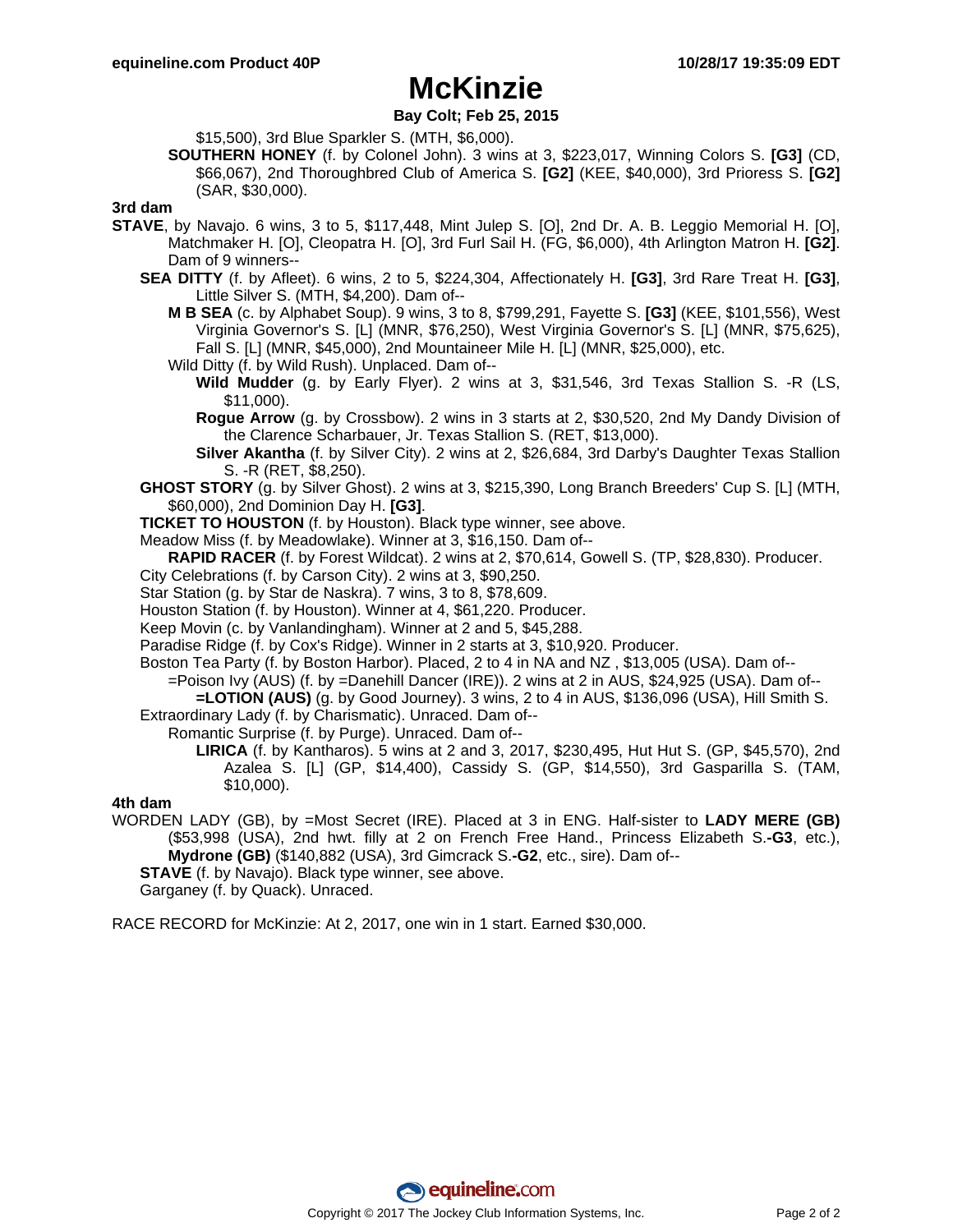# McKinzie

**Bay Colt; Feb 25, 2015**

$15,500), 3rd Blue Sparkler S. (MTH, $6,000).

**SOUTHERN HONEY** (f. by Colonel John). 3 wins at 3, $223,017, Winning Colors S. **[G3]** (CD, $66,067), 2nd Thoroughbred Club of America S. **[G2]** (KEE, $40,000), 3rd Prioress S. **[G2]** (SAR, $30,000).

**3rd dam**

**STAVE**, by Navajo. 6 wins, 3 to 5, $117,448, Mint Julep S. [O], 2nd Dr. A. B. Leggio Memorial H. [O], Matchmaker H. [O], Cleopatra H. [O], 3rd Furl Sail H. (FG, $6,000), 4th Arlington Matron H. **[G2]**. Dam of 9 winners--

**SEA DITTY** (f. by Afleet). 6 wins, 2 to 5, $224,304, Affectionately H. **[G3]**, 3rd Rare Treat H. **[G3]**, Little Silver S. (MTH, $4,200). Dam of--

**M B SEA** (c. by Alphabet Soup). 9 wins, 3 to 8, $799,291, Fayette S. **[G3]** (KEE, $101,556), West Virginia Governor's S. [L] (MNR, $76,250), West Virginia Governor's S. [L] (MNR, $75,625), Fall S. [L] (MNR, $45,000), 2nd Mountaineer Mile H. [L] (MNR, $25,000), etc.

Wild Ditty (f. by Wild Rush). Unplaced. Dam of--

**Wild Mudder** (g. by Early Flyer). 2 wins at 3, $31,546, 3rd Texas Stallion S. -R (LS, $11,000).

**Rogue Arrow** (g. by Crossbow). 2 wins in 3 starts at 2, $30,520, 2nd My Dandy Division of the Clarence Scharbauer, Jr. Texas Stallion S. (RET, $13,000).

**Silver Akantha** (f. by Silver City). 2 wins at 2, $26,684, 3rd Darby's Daughter Texas Stallion S. -R (RET, $8,250).

**GHOST STORY** (g. by Silver Ghost). 2 wins at 3, $215,390, Long Branch Breeders' Cup S. [L] (MTH, $60,000), 2nd Dominion Day H. **[G3]**.

**TICKET TO HOUSTON** (f. by Houston). Black type winner, see above.

Meadow Miss (f. by Meadowlake). Winner at 3, $16,150. Dam of--

**RAPID RACER** (f. by Forest Wildcat). 2 wins at 2, $70,614, Gowell S. (TP, $28,830). Producer.

City Celebrations (f. by Carson City). 2 wins at 3, $90,250.

Star Station (g. by Star de Naskra). 7 wins, 3 to 8, $78,609.

Houston Station (f. by Houston). Winner at 4, $61,220. Producer.

Keep Movin (c. by Vanlandingham). Winner at 2 and 5, $45,288.

Paradise Ridge (f. by Cox's Ridge). Winner in 2 starts at 3, $10,920. Producer.

Boston Tea Party (f. by Boston Harbor). Placed, 2 to 4 in NA and NZ , $13,005 (USA). Dam of--

=Poison Ivy (AUS) (f. by =Danehill Dancer (IRE)). 2 wins at 2 in AUS, $24,925 (USA). Dam of--

**=LOTION (AUS)** (g. by Good Journey). 3 wins, 2 to 4 in AUS, $136,096 (USA), Hill Smith S.

Extraordinary Lady (f. by Charismatic). Unraced. Dam of--

Romantic Surprise (f. by Purge). Unraced. Dam of--

**LIRICA** (f. by Kantharos). 5 wins at 2 and 3, 2017, $230,495, Hut Hut S. (GP, $45,570), 2nd Azalea S. [L] (GP, $14,400), Cassidy S. (GP, $14,550), 3rd Gasparilla S. (TAM, $10,000).

**4th dam**

WORDEN LADY (GB), by =Most Secret (IRE). Placed at 3 in ENG. Half-sister to **LADY MERE (GB)** ($53,998 (USA), 2nd hwt. filly at 2 on French Free Hand., Princess Elizabeth S.**-G3**, etc.), **Mydrone (GB)** ($140,882 (USA), 3rd Gimcrack S.**-G2**, etc., sire). Dam of--

**STAVE** (f. by Navajo). Black type winner, see above.

Garganey (f. by Quack). Unraced.

RACE RECORD for McKinzie: At 2, 2017, one win in 1 start. Earned $30,000.